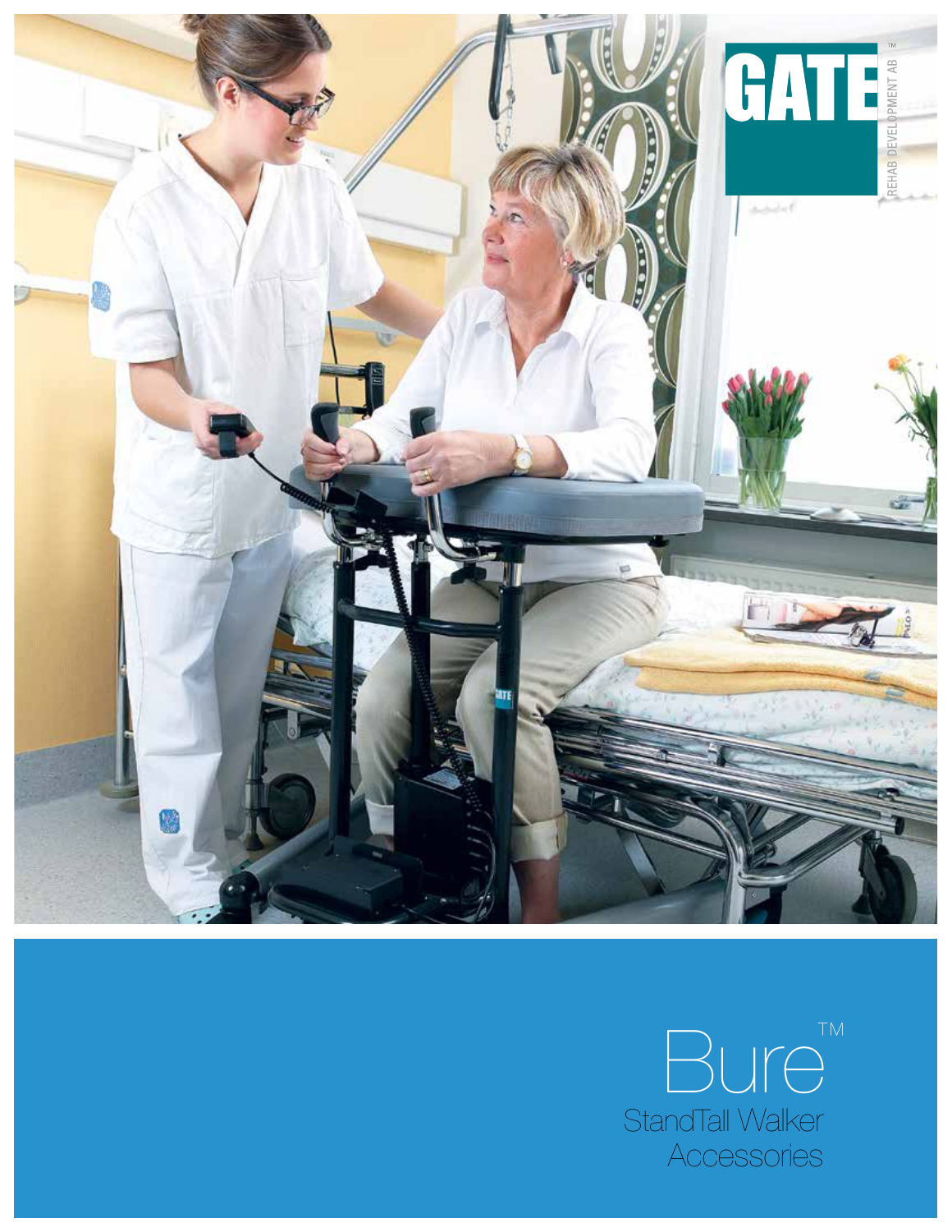GATE™

REHAB DEVELOPMENT AB

# Bure™

StandTall Walker

Accessories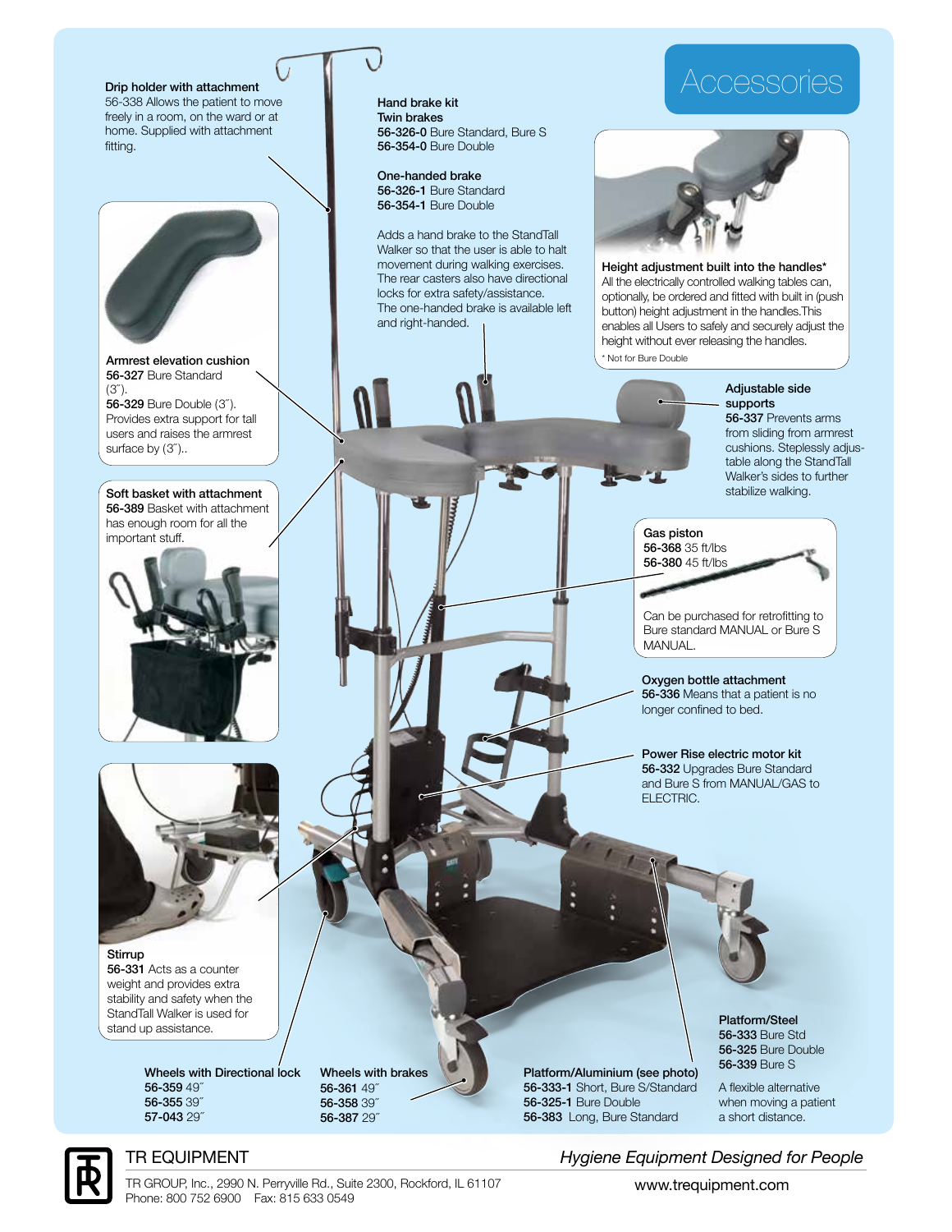# Accessories

**Drip holder with attachment**
56-338 Allows the patient to move freely in a room, on the ward or at home. Supplied with attachment fitting.

**Hand brake kit**
**Twin brakes**
**56-326-0** Bure Standard, Bure S
**56-354-0** Bure Double

**One-handed brake**
**56-326-1** Bure Standard
**56-354-1** Bure Double

Adds a hand brake to the StandTall Walker so that the user is able to halt movement during walking exercises. The rear casters also have directional locks for extra safety/assistance. The one-handed brake is available left and right-handed.

**Height adjustment built into the handles***
All the electrically controlled walking tables can, optionally, be ordered and fitted with built in (push button) height adjustment in the handles.This enables all Users to safely and securely adjust the height without ever releasing the handles.
* Not for Bure Double

**Armrest elevation cushion**
**56-327** Bure Standard (3˝).
**56-329** Bure Double (3˝).
Provides extra support for tall users and raises the armrest surface by (3˝)..

**Adjustable side supports**
**56-337** Prevents arms from sliding from armrest cushions. Steplessly adjustable along the StandTall Walker's sides to further stabilize walking.

**Soft basket with attachment**
**56-389** Basket with attachment has enough room for all the important stuff.

**Gas piston**
**56-368** 35 ft/lbs
**56-380** 45 ft/lbs

Can be purchased for retrofitting to Bure standard MANUAL or Bure S MANUAL.

**Oxygen bottle attachment**
**56-336** Means that a patient is no longer confined to bed.

**Power Rise electric motor kit**
**56-332** Upgrades Bure Standard and Bure S from MANUAL/GAS to ELECTRIC.

**Stirrup**
**56-331** Acts as a counter weight and provides extra stability and safety when the StandTall Walker is used for stand up assistance.

**Platform/Steel**
**56-333** Bure Std
**56-325** Bure Double
**56-339** Bure S

A flexible alternative when moving a patient a short distance.

**Wheels with Directional lock**
**56-359** 49˝
**56-355** 39˝
**57-043** 29˝

**Wheels with brakes**
**56-361** 49˝
**56-358** 39˝
**56-387** 29˝

**Platform/Aluminium (see photo)**
**56-333-1** Short, Bure S/Standard
**56-325-1** Bure Double
**56-383** Long, Bure Standard

TR EQUIPMENT

*Hygiene Equipment Designed for People*

TR GROUP, Inc., 2990 N. Perryville Rd., Suite 2300, Rockford, IL 61107
Phone: 800 752 6900 Fax: 815 633 0549

www.trequipment.com